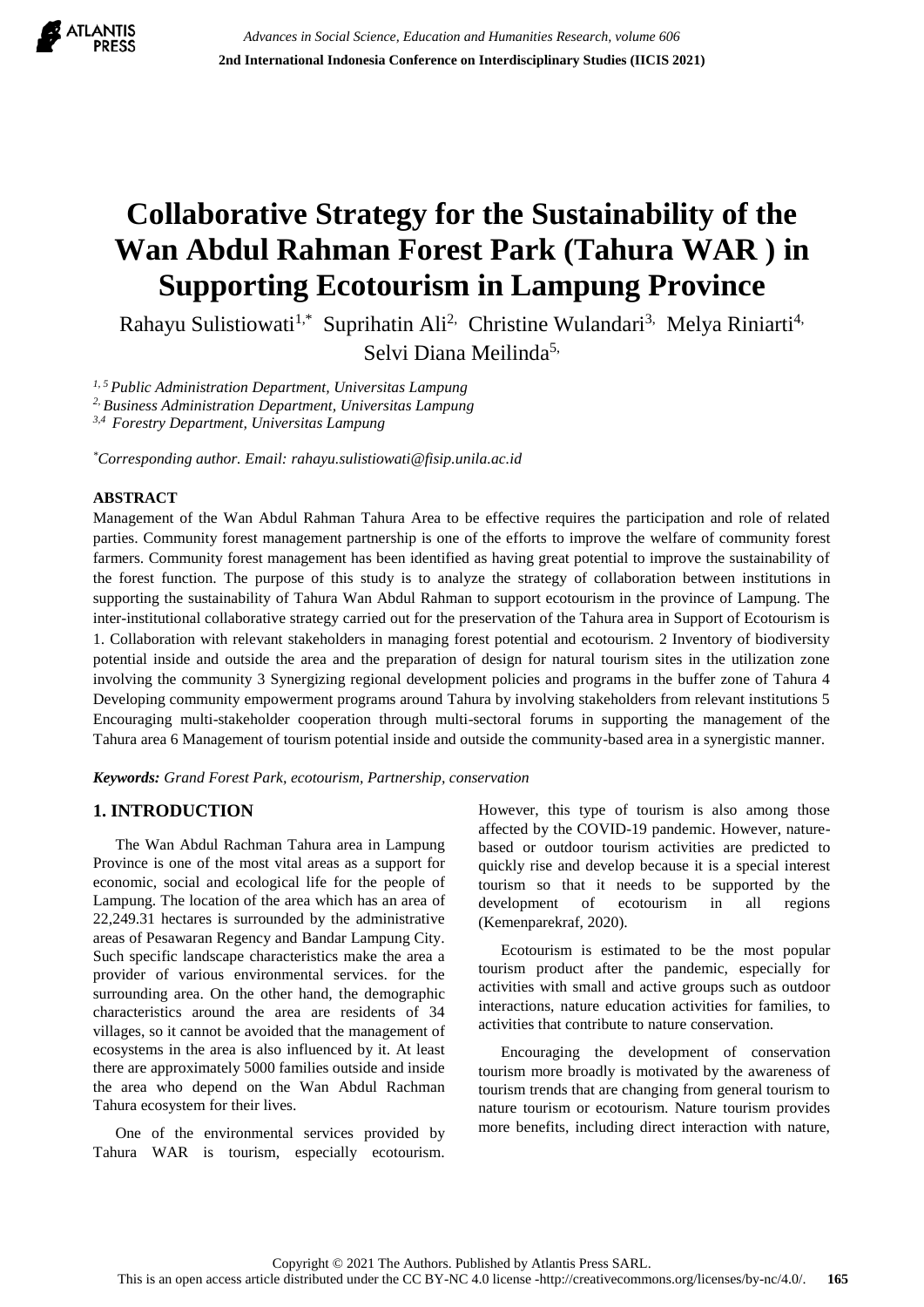# Collaborative Strategy for the Sustainability of the Wan Abdul Rahman Forest Park (Tahura WAR ) in Supporting Ecotourism in Lampung Province

Rahayu Sulistiowati[1,*] Suprihatin Ali[2,] Christine Wulandari[3,] Melya Riniarti[4,] Selvi Diana Meilinda[5,]

*[1, 5] Public Administration Department, Universitas Lampung*
*[2,] Business Administration Department, Universitas Lampung*
*[3,4] Forestry Department, Universitas Lampung*

*[*]Corresponding author. Email: rahayu.sulistiowati@fisip.unila.ac.id*

## ABSTRACT

Management of the Wan Abdul Rahman Tahura Area to be effective requires the participation and role of related parties. Community forest management partnership is one of the efforts to improve the welfare of community forest farmers. Community forest management has been identified as having great potential to improve the sustainability of the forest function. The purpose of this study is to analyze the strategy of collaboration between institutions in supporting the sustainability of Tahura Wan Abdul Rahman to support ecotourism in the province of Lampung. The inter-institutional collaborative strategy carried out for the preservation of the Tahura area in Support of Ecotourism is 1. Collaboration with relevant stakeholders in managing forest potential and ecotourism. 2 Inventory of biodiversity potential inside and outside the area and the preparation of design for natural tourism sites in the utilization zone involving the community 3 Synergizing regional development policies and programs in the buffer zone of Tahura 4 Developing community empowerment programs around Tahura by involving stakeholders from relevant institutions 5 Encouraging multi-stakeholder cooperation through multi-sectoral forums in supporting the management of the Tahura area 6 Management of tourism potential inside and outside the community-based area in a synergistic manner.

***Keywords:*** *Grand Forest Park, ecotourism, Partnership, conservation*

## 1. INTRODUCTION

The Wan Abdul Rachman Tahura area in Lampung Province is one of the most vital areas as a support for economic, social and ecological life for the people of Lampung. The location of the area which has an area of 22,249.31 hectares is surrounded by the administrative areas of Pesawaran Regency and Bandar Lampung City. Such specific landscape characteristics make the area a provider of various environmental services. for the surrounding area. On the other hand, the demographic characteristics around the area are residents of 34 villages, so it cannot be avoided that the management of ecosystems in the area is also influenced by it. At least there are approximately 5000 families outside and inside the area who depend on the Wan Abdul Rachman Tahura ecosystem for their lives.

One of the environmental services provided by Tahura WAR is tourism, especially ecotourism. However, this type of tourism is also among those affected by the COVID-19 pandemic. However, nature-based or outdoor tourism activities are predicted to quickly rise and develop because it is a special interest tourism so that it needs to be supported by the development of ecotourism in all regions (Kemenparekraf, 2020).

Ecotourism is estimated to be the most popular tourism product after the pandemic, especially for activities with small and active groups such as outdoor interactions, nature education activities for families, to activities that contribute to nature conservation.

Encouraging the development of conservation tourism more broadly is motivated by the awareness of tourism trends that are changing from general tourism to nature tourism or ecotourism. Nature tourism provides more benefits, including direct interaction with nature,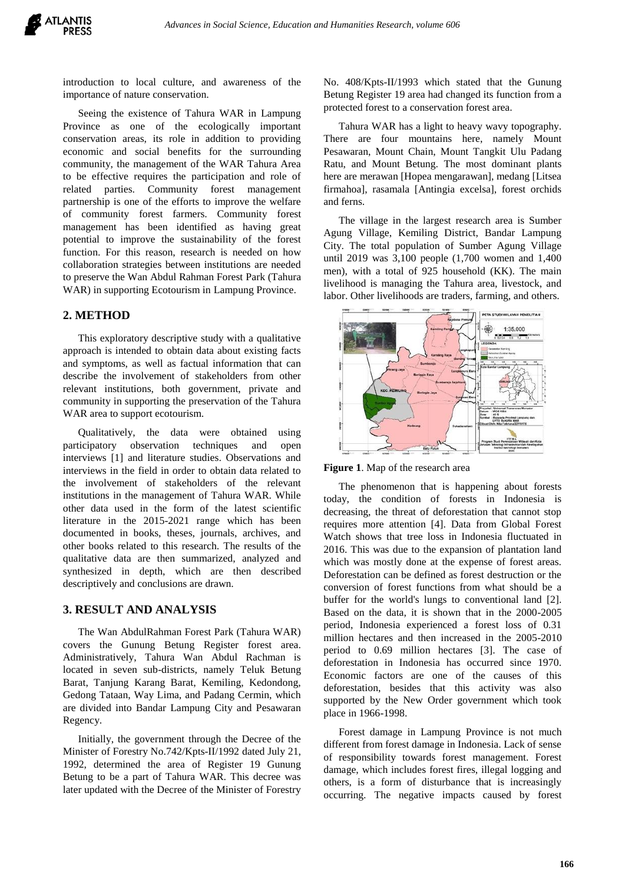introduction to local culture, and awareness of the importance of nature conservation.

Seeing the existence of Tahura WAR in Lampung Province as one of the ecologically important conservation areas, its role in addition to providing economic and social benefits for the surrounding community, the management of the WAR Tahura Area to be effective requires the participation and role of related parties. Community forest management partnership is one of the efforts to improve the welfare of community forest farmers. Community forest management has been identified as having great potential to improve the sustainability of the forest function. For this reason, research is needed on how collaboration strategies between institutions are needed to preserve the Wan Abdul Rahman Forest Park (Tahura WAR) in supporting Ecotourism in Lampung Province.

## 2. METHOD

This exploratory descriptive study with a qualitative approach is intended to obtain data about existing facts and symptoms, as well as factual information that can describe the involvement of stakeholders from other relevant institutions, both government, private and community in supporting the preservation of the Tahura WAR area to support ecotourism.

Qualitatively, the data were obtained using participatory observation techniques and open interviews [1] and literature studies. Observations and interviews in the field in order to obtain data related to the involvement of stakeholders of the relevant institutions in the management of Tahura WAR. While other data used in the form of the latest scientific literature in the 2015-2021 range which has been documented in books, theses, journals, archives, and other books related to this research. The results of the qualitative data are then summarized, analyzed and synthesized in depth, which are then described descriptively and conclusions are drawn.

## 3. RESULT AND ANALYSIS

The Wan AbdulRahman Forest Park (Tahura WAR) covers the Gunung Betung Register forest area. Administratively, Tahura Wan Abdul Rachman is located in seven sub-districts, namely Teluk Betung Barat, Tanjung Karang Barat, Kemiling, Kedondong, Gedong Tataan, Way Lima, and Padang Cermin, which are divided into Bandar Lampung City and Pesawaran Regency.

Initially, the government through the Decree of the Minister of Forestry No.742/Kpts-II/1992 dated July 21, 1992, determined the area of Register 19 Gunung Betung to be a part of Tahura WAR. This decree was later updated with the Decree of the Minister of Forestry No. 408/Kpts-II/1993 which stated that the Gunung Betung Register 19 area had changed its function from a protected forest to a conservation forest area.

Tahura WAR has a light to heavy wavy topography. There are four mountains here, namely Mount Pesawaran, Mount Chain, Mount Tangkit Ulu Padang Ratu, and Mount Betung. The most dominant plants here are merawan [Hopea mengarawan], medang [Litsea firmahoa], rasamala [Antingia excelsa], forest orchids and ferns.

The village in the largest research area is Sumber Agung Village, Kemiling District, Bandar Lampung City. The total population of Sumber Agung Village until 2019 was 3,100 people (1,700 women and 1,400 men), with a total of 925 household (KK). The main livelihood is managing the Tahura area, livestock, and labor. Other livelihoods are traders, farming, and others.

**Figure 1**. Map of the research area

The phenomenon that is happening about forests today, the condition of forests in Indonesia is decreasing, the threat of deforestation that cannot stop requires more attention [4]. Data from Global Forest Watch shows that tree loss in Indonesia fluctuated in 2016. This was due to the expansion of plantation land which was mostly done at the expense of forest areas. Deforestation can be defined as forest destruction or the conversion of forest functions from what should be a buffer for the world's lungs to conventional land [2]. Based on the data, it is shown that in the 2000-2005 period, Indonesia experienced a forest loss of 0.31 million hectares and then increased in the 2005-2010 period to 0.69 million hectares [3]. The case of deforestation in Indonesia has occurred since 1970. Economic factors are one of the causes of this deforestation, besides that this activity was also supported by the New Order government which took place in 1966-1998.

Forest damage in Lampung Province is not much different from forest damage in Indonesia. Lack of sense of responsibility towards forest management. Forest damage, which includes forest fires, illegal logging and others, is a form of disturbance that is increasingly occurring. The negative impacts caused by forest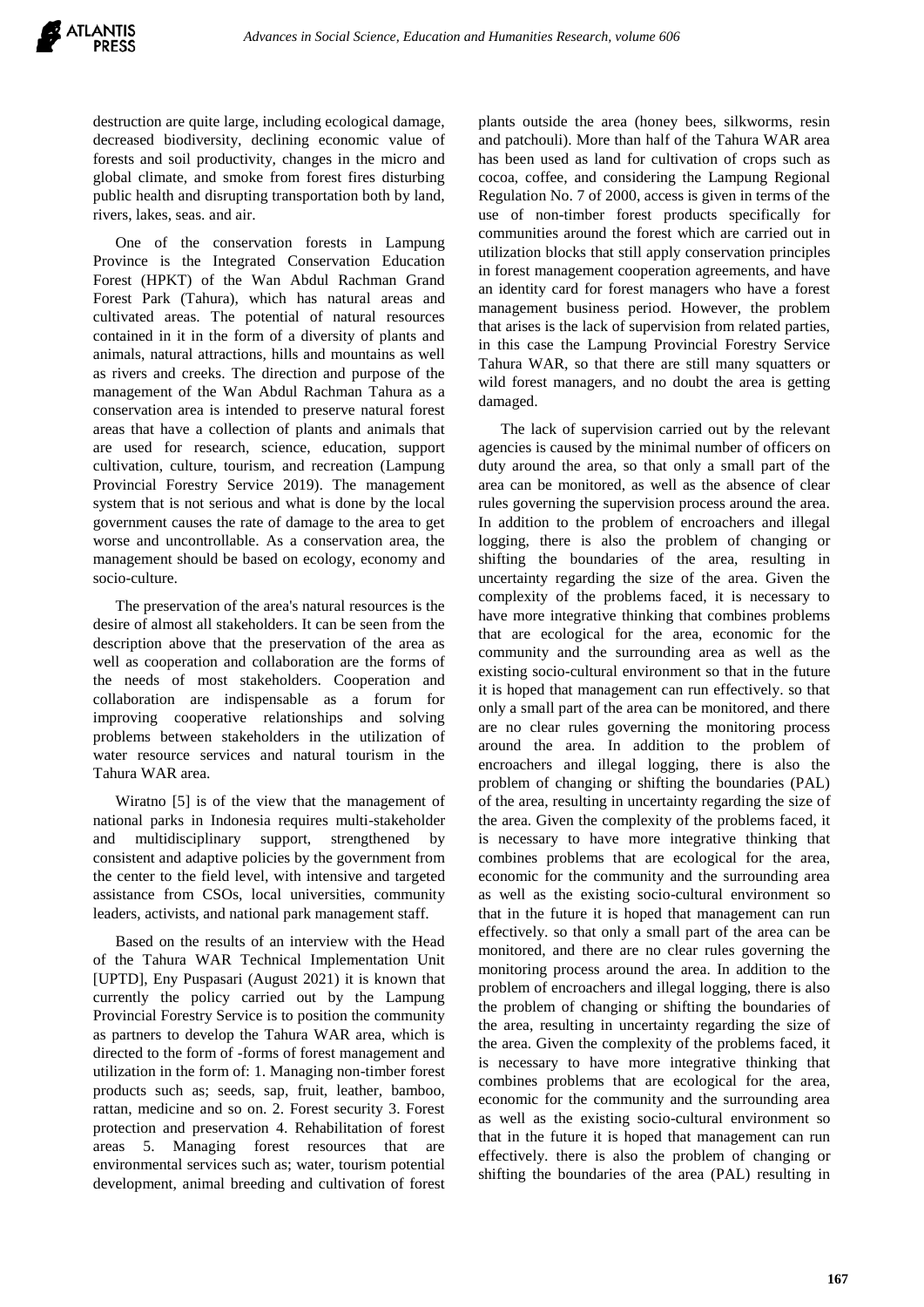destruction are quite large, including ecological damage, decreased biodiversity, declining economic value of forests and soil productivity, changes in the micro and global climate, and smoke from forest fires disturbing public health and disrupting transportation both by land, rivers, lakes, seas. and air.

One of the conservation forests in Lampung Province is the Integrated Conservation Education Forest (HPKT) of the Wan Abdul Rachman Grand Forest Park (Tahura), which has natural areas and cultivated areas. The potential of natural resources contained in it in the form of a diversity of plants and animals, natural attractions, hills and mountains as well as rivers and creeks. The direction and purpose of the management of the Wan Abdul Rachman Tahura as a conservation area is intended to preserve natural forest areas that have a collection of plants and animals that are used for research, science, education, support cultivation, culture, tourism, and recreation (Lampung Provincial Forestry Service 2019). The management system that is not serious and what is done by the local government causes the rate of damage to the area to get worse and uncontrollable. As a conservation area, the management should be based on ecology, economy and socio-culture.

The preservation of the area's natural resources is the desire of almost all stakeholders. It can be seen from the description above that the preservation of the area as well as cooperation and collaboration are the forms of the needs of most stakeholders. Cooperation and collaboration are indispensable as a forum for improving cooperative relationships and solving problems between stakeholders in the utilization of water resource services and natural tourism in the Tahura WAR area.

Wiratno [5] is of the view that the management of national parks in Indonesia requires multi-stakeholder and multidisciplinary support, strengthened by consistent and adaptive policies by the government from the center to the field level, with intensive and targeted assistance from CSOs, local universities, community leaders, activists, and national park management staff.

Based on the results of an interview with the Head of the Tahura WAR Technical Implementation Unit [UPTD], Eny Puspasari (August 2021) it is known that currently the policy carried out by the Lampung Provincial Forestry Service is to position the community as partners to develop the Tahura WAR area, which is directed to the form of -forms of forest management and utilization in the form of: 1. Managing non-timber forest products such as; seeds, sap, fruit, leather, bamboo, rattan, medicine and so on. 2. Forest security 3. Forest protection and preservation 4. Rehabilitation of forest areas 5. Managing forest resources that are environmental services such as; water, tourism potential development, animal breeding and cultivation of forest plants outside the area (honey bees, silkworms, resin and patchouli). More than half of the Tahura WAR area has been used as land for cultivation of crops such as cocoa, coffee, and considering the Lampung Regional Regulation No. 7 of 2000, access is given in terms of the use of non-timber forest products specifically for communities around the forest which are carried out in utilization blocks that still apply conservation principles in forest management cooperation agreements, and have an identity card for forest managers who have a forest management business period. However, the problem that arises is the lack of supervision from related parties, in this case the Lampung Provincial Forestry Service Tahura WAR, so that there are still many squatters or wild forest managers, and no doubt the area is getting damaged.

The lack of supervision carried out by the relevant agencies is caused by the minimal number of officers on duty around the area, so that only a small part of the area can be monitored, as well as the absence of clear rules governing the supervision process around the area. In addition to the problem of encroachers and illegal logging, there is also the problem of changing or shifting the boundaries of the area, resulting in uncertainty regarding the size of the area. Given the complexity of the problems faced, it is necessary to have more integrative thinking that combines problems that are ecological for the area, economic for the community and the surrounding area as well as the existing socio-cultural environment so that in the future it is hoped that management can run effectively. so that only a small part of the area can be monitored, and there are no clear rules governing the monitoring process around the area. In addition to the problem of encroachers and illegal logging, there is also the problem of changing or shifting the boundaries (PAL) of the area, resulting in uncertainty regarding the size of the area. Given the complexity of the problems faced, it is necessary to have more integrative thinking that combines problems that are ecological for the area, economic for the community and the surrounding area as well as the existing socio-cultural environment so that in the future it is hoped that management can run effectively. so that only a small part of the area can be monitored, and there are no clear rules governing the monitoring process around the area. In addition to the problem of encroachers and illegal logging, there is also the problem of changing or shifting the boundaries of the area, resulting in uncertainty regarding the size of the area. Given the complexity of the problems faced, it is necessary to have more integrative thinking that combines problems that are ecological for the area, economic for the community and the surrounding area as well as the existing socio-cultural environment so that in the future it is hoped that management can run effectively. there is also the problem of changing or shifting the boundaries of the area (PAL) resulting in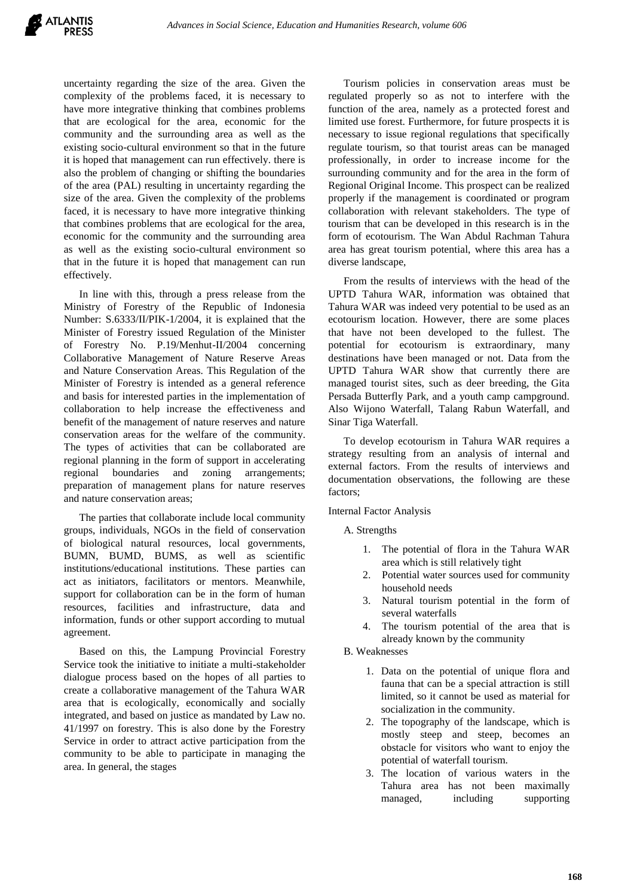uncertainty regarding the size of the area. Given the complexity of the problems faced, it is necessary to have more integrative thinking that combines problems that are ecological for the area, economic for the community and the surrounding area as well as the existing socio-cultural environment so that in the future it is hoped that management can run effectively. there is also the problem of changing or shifting the boundaries of the area (PAL) resulting in uncertainty regarding the size of the area. Given the complexity of the problems faced, it is necessary to have more integrative thinking that combines problems that are ecological for the area, economic for the community and the surrounding area as well as the existing socio-cultural environment so that in the future it is hoped that management can run effectively.

In line with this, through a press release from the Ministry of Forestry of the Republic of Indonesia Number: S.6333/II/PIK-1/2004, it is explained that the Minister of Forestry issued Regulation of the Minister of Forestry No. P.19/Menhut-II/2004 concerning Collaborative Management of Nature Reserve Areas and Nature Conservation Areas. This Regulation of the Minister of Forestry is intended as a general reference and basis for interested parties in the implementation of collaboration to help increase the effectiveness and benefit of the management of nature reserves and nature conservation areas for the welfare of the community. The types of activities that can be collaborated are regional planning in the form of support in accelerating regional boundaries and zoning arrangements; preparation of management plans for nature reserves and nature conservation areas;

The parties that collaborate include local community groups, individuals, NGOs in the field of conservation of biological natural resources, local governments, BUMN, BUMD, BUMS, as well as scientific institutions/educational institutions. These parties can act as initiators, facilitators or mentors. Meanwhile, support for collaboration can be in the form of human resources, facilities and infrastructure, data and information, funds or other support according to mutual agreement.

Based on this, the Lampung Provincial Forestry Service took the initiative to initiate a multi-stakeholder dialogue process based on the hopes of all parties to create a collaborative management of the Tahura WAR area that is ecologically, economically and socially integrated, and based on justice as mandated by Law no. 41/1997 on forestry. This is also done by the Forestry Service in order to attract active participation from the community to be able to participate in managing the area. In general, the stages

Tourism policies in conservation areas must be regulated properly so as not to interfere with the function of the area, namely as a protected forest and limited use forest. Furthermore, for future prospects it is necessary to issue regional regulations that specifically regulate tourism, so that tourist areas can be managed professionally, in order to increase income for the surrounding community and for the area in the form of Regional Original Income. This prospect can be realized properly if the management is coordinated or program collaboration with relevant stakeholders. The type of tourism that can be developed in this research is in the form of ecotourism. The Wan Abdul Rachman Tahura area has great tourism potential, where this area has a diverse landscape,

From the results of interviews with the head of the UPTD Tahura WAR, information was obtained that Tahura WAR was indeed very potential to be used as an ecotourism location. However, there are some places that have not been developed to the fullest. The potential for ecotourism is extraordinary, many destinations have been managed or not. Data from the UPTD Tahura WAR show that currently there are managed tourist sites, such as deer breeding, the Gita Persada Butterfly Park, and a youth camp campground. Also Wijono Waterfall, Talang Rabun Waterfall, and Sinar Tiga Waterfall.

To develop ecotourism in Tahura WAR requires a strategy resulting from an analysis of internal and external factors. From the results of interviews and documentation observations, the following are these factors;

Internal Factor Analysis

A. Strengths

1. The potential of flora in the Tahura WAR area which is still relatively tight
2. Potential water sources used for community household needs
3. Natural tourism potential in the form of several waterfalls
4. The tourism potential of the area that is already known by the community

B. Weaknesses

1. Data on the potential of unique flora and fauna that can be a special attraction is still limited, so it cannot be used as material for socialization in the community.
2. The topography of the landscape, which is mostly steep and steep, becomes an obstacle for visitors who want to enjoy the potential of waterfall tourism.
3. The location of various waters in the Tahura area has not been maximally managed, including supporting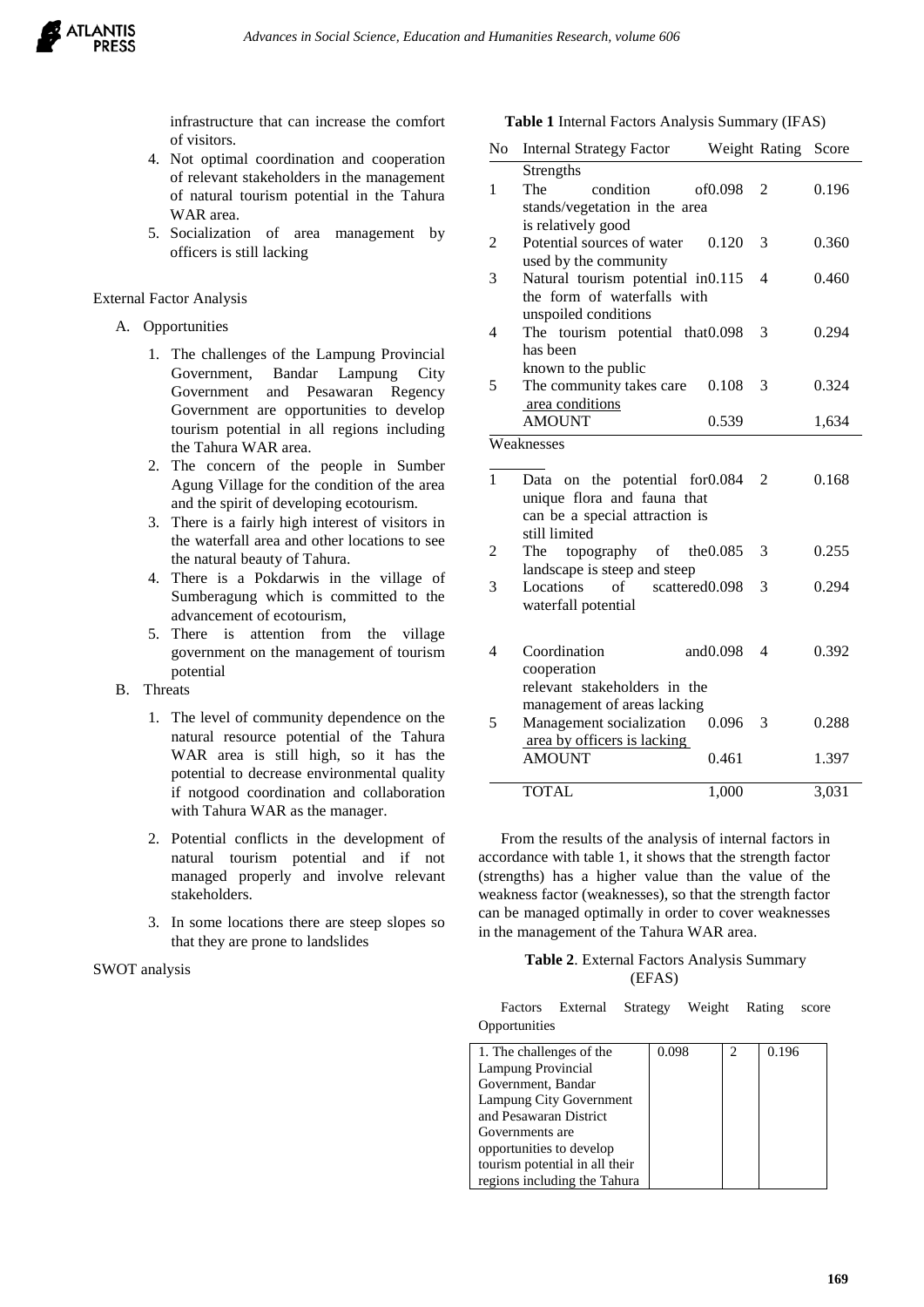infrastructure that can increase the comfort of visitors.

4. Not optimal coordination and cooperation of relevant stakeholders in the management of natural tourism potential in the Tahura WAR area.
5. Socialization of area management by officers is still lacking

External Factor Analysis

A. Opportunities

1. The challenges of the Lampung Provincial Government, Bandar Lampung City Government and Pesawaran Regency Government are opportunities to develop tourism potential in all regions including the Tahura WAR area.
2. The concern of the people in Sumber Agung Village for the condition of the area and the spirit of developing ecotourism.
3. There is a fairly high interest of visitors in the waterfall area and other locations to see the natural beauty of Tahura.
4. There is a Pokdarwis in the village of Sumberagung which is committed to the advancement of ecotourism,
5. There is attention from the village government on the management of tourism potential

B. Threats

1. The level of community dependence on the natural resource potential of the Tahura WAR area is still high, so it has the potential to decrease environmental quality if notgood coordination and collaboration with Tahura WAR as the manager.
2. Potential conflicts in the development of natural tourism potential and if not managed properly and involve relevant stakeholders.
3. In some locations there are steep slopes so that they are prone to landslides

SWOT analysis

**Table 1** Internal Factors Analysis Summary (IFAS)

| No | Internal Strategy Factor | Weight | Rating | Score |
|---|---|---|---|---|
| | Strengths | | | |
| 1 | The condition of stands/vegetation in the area is relatively good | 0.098 | 2 | 0.196 |
| 2 | Potential sources of water used by the community | 0.120 | 3 | 0.360 |
| 3 | Natural tourism potential in the form of waterfalls with unspoiled conditions | 0.115 | 4 | 0.460 |
| 4 | The tourism potential that has been known to the public | 0.098 | 3 | 0.294 |
| 5 | The community takes care area conditions | 0.108 | 3 | 0.324 |
| | AMOUNT | 0.539 | | 1,634 |
| | Weaknesses | | | |
| 1 | Data on the potential for unique flora and fauna that can be a special attraction is still limited | 0.084 | 2 | 0.168 |
| 2 | The topography of the landscape is steep and steep | 0.085 | 3 | 0.255 |
| 3 | Locations of scattered waterfall potential | 0.098 | 3 | 0.294 |
| 4 | Coordination and cooperation relevant stakeholders in the management of areas lacking | 0.098 | 4 | 0.392 |
| 5 | Management socialization area by officers is lacking | 0.096 | 3 | 0.288 |
| | AMOUNT | 0.461 | | 1.397 |
| | TOTAL | 1,000 | | 3,031 |

From the results of the analysis of internal factors in accordance with table 1, it shows that the strength factor (strengths) has a higher value than the value of the weakness factor (weaknesses), so that the strength factor can be managed optimally in order to cover weaknesses in the management of the Tahura WAR area.

**Table 2**. External Factors Analysis Summary (EFAS)

| Factors External Strategy Opportunities | Weight | Rating | score |
|---|---|---|---|
| 1. The challenges of the Lampung Provincial Government, Bandar Lampung City Government and Pesawaran District Governments are opportunities to develop tourism potential in all their regions including the Tahura | 0.098 | 2 | 0.196 |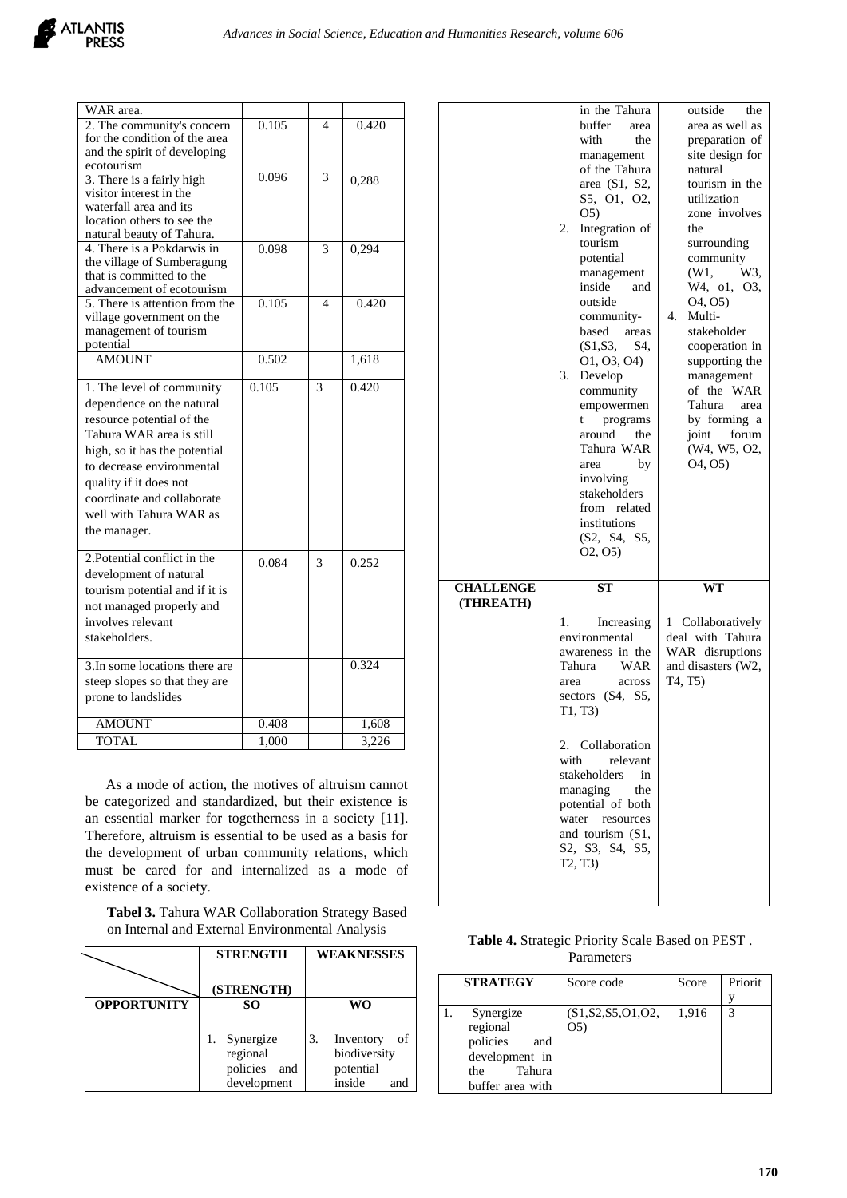| | | | |
|---|---|---|---|
| WAR area. | | | |
| 2. The community's concern for the condition of the area and the spirit of developing ecotourism | 0.105 | 4 | 0.420 |
| 3. There is a fairly high visitor interest in the waterfall area and its location others to see the natural beauty of Tahura. | 0.096 | 3 | 0,288 |
| 4. There is a Pokdarwis in the village of Sumberagung that is committed to the advancement of ecotourism | 0.098 | 3 | 0,294 |
| 5. There is attention from the village government on the management of tourism potential | 0.105 | 4 | 0.420 |
| AMOUNT | 0.502 | | 1,618 |
| 1. The level of community dependence on the natural resource potential of the Tahura WAR area is still high, so it has the potential to decrease environmental quality if it does not coordinate and collaborate well with Tahura WAR as the manager. | 0.105 | 3 | 0.420 |
| 2.Potential conflict in the development of natural tourism potential and if it is not managed properly and involves relevant stakeholders. | 0.084 | 3 | 0.252 |
| 3.In some locations there are steep slopes so that they are prone to landslides | | | 0.324 |
| AMOUNT | 0.408 | | 1,608 |
| TOTAL | 1,000 | | 3,226 |

As a mode of action, the motives of altruism cannot be categorized and standardized, but their existence is an essential marker for togetherness in a society [11]. Therefore, altruism is essential to be used as a basis for the development of urban community relations, which must be cared for and internalized as a mode of existence of a society.

**Tabel 3.** Tahura WAR Collaboration Strategy Based on Internal and External Environmental Analysis

| | STRENGTH (STRENGTH) | WEAKNESSES |
|---|---|---|
| **OPPORTUNITY** | **SO**<br>1. Synergize regional policies and development in the Tahura buffer area with the management of the Tahura area (S1, S2, S5, O1, O2, O5)<br>2. Integration of tourism potential management inside and outside community-based areas (S1,S3, S4, O1, O3, O4)<br>3. Develop community empowerment programs around the Tahura WAR area by involving stakeholders from related institutions (S2, S4, S5, O2, O5) | **WO**<br>3. Inventory of biodiversity potential inside and outside the area as well as preparation of site design for natural tourism in the utilization zone involves the surrounding community (W1, W3, W4, o1, O3, O4, O5)<br>4. Multi-stakeholder cooperation in supporting the management of the WAR Tahura area by forming a joint forum (W4, W5, O2, O4, O5) |
| **CHALLENGE (THREATH)** | **ST**<br>1. Increasing environmental awareness in the Tahura WAR area across sectors (S4, S5, T1, T3)<br>2. Collaboration with relevant stakeholders in managing the potential of both water resources and tourism (S1, S2, S3, S4, S5, T2, T3) | **WT**<br>1 Collaboratively deal with Tahura WAR disruptions and disasters (W2, T4, T5) |

**Table 4.** Strategic Priority Scale Based on PEST . Parameters

| STRATEGY | Score code | Score | Priority |
|---|---|---|---|
| 1. Synergize regional policies and development in the Tahura buffer area with | (S1,S2,S5,O1,O2, O5) | 1,916 | 3 |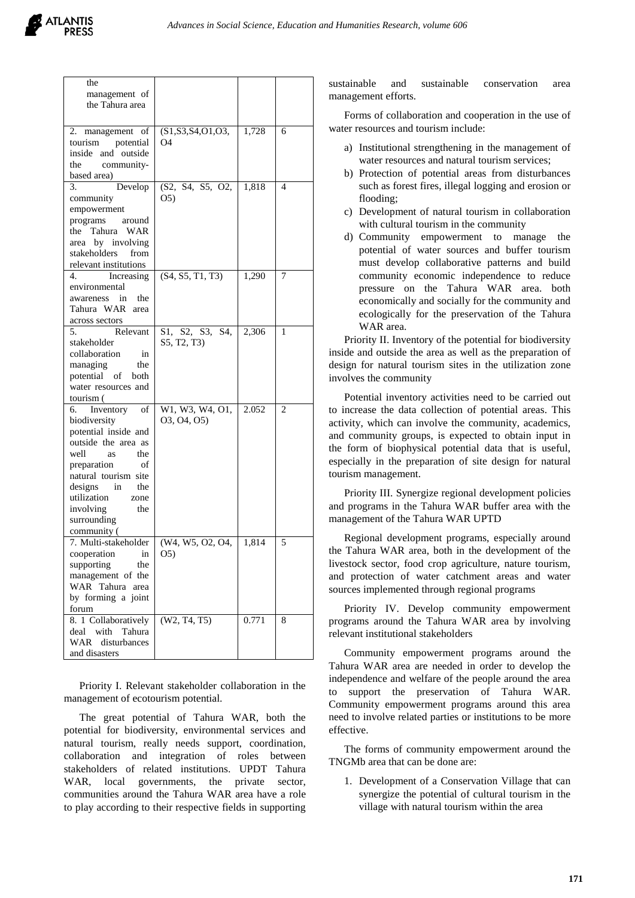| | | | |
|---|---|---|---|
| the management of the Tahura area | | | |
| 2. management of tourism potential inside and outside the community-based area) | (S1,S3,S4,O1,O3, O4 | 1,728 | 6 |
| 3. Develop community empowerment programs around the Tahura WAR area by involving stakeholders from relevant institutions | (S2, S4, S5, O2, O5) | 1,818 | 4 |
| 4. Increasing environmental awareness in the Tahura WAR area across sectors | (S4, S5, T1, T3) | 1,290 | 7 |
| 5. Relevant stakeholder collaboration in managing the potential of both water resources and tourism ( | S1, S2, S3, S4, S5, T2, T3) | 2,306 | 1 |
| 6. Inventory of biodiversity potential inside and outside the area as well as the preparation of natural tourism site designs in the utilization zone involving the surrounding community ( | W1, W3, W4, O1, O3, O4, O5) | 2.052 | 2 |
| 7. Multi-stakeholder cooperation in supporting the management of the WAR Tahura area by forming a joint forum | (W4, W5, O2, O4, O5) | 1,814 | 5 |
| 8. 1 Collaboratively deal with Tahura WAR disturbances and disasters | (W2, T4, T5) | 0.771 | 8 |

Priority I. Relevant stakeholder collaboration in the management of ecotourism potential.

The great potential of Tahura WAR, both the potential for biodiversity, environmental services and natural tourism, really needs support, coordination, collaboration and integration of roles between stakeholders of related institutions. UPDT Tahura WAR, local governments, the private sector, communities around the Tahura WAR area have a role to play according to their respective fields in supporting sustainable and sustainable conservation area management efforts.

Forms of collaboration and cooperation in the use of water resources and tourism include:

a) Institutional strengthening in the management of water resources and natural tourism services;
b) Protection of potential areas from disturbances such as forest fires, illegal logging and erosion or flooding;
c) Development of natural tourism in collaboration with cultural tourism in the community
d) Community empowerment to manage the potential of water sources and buffer tourism must develop collaborative patterns and build community economic independence to reduce pressure on the Tahura WAR area. both economically and socially for the community and ecologically for the preservation of the Tahura WAR area.

Priority II. Inventory of the potential for biodiversity inside and outside the area as well as the preparation of design for natural tourism sites in the utilization zone involves the community

Potential inventory activities need to be carried out to increase the data collection of potential areas. This activity, which can involve the community, academics, and community groups, is expected to obtain input in the form of biophysical potential data that is useful, especially in the preparation of site design for natural tourism management.

Priority III. Synergize regional development policies and programs in the Tahura WAR buffer area with the management of the Tahura WAR UPTD

Regional development programs, especially around the Tahura WAR area, both in the development of the livestock sector, food crop agriculture, nature tourism, and protection of water catchment areas and water sources implemented through regional programs

Priority IV. Develop community empowerment programs around the Tahura WAR area by involving relevant institutional stakeholders

Community empowerment programs around the Tahura WAR area are needed in order to develop the independence and welfare of the people around the area to support the preservation of Tahura WAR. Community empowerment programs around this area need to involve related parties or institutions to be more effective.

The forms of community empowerment around the TNGMb area that can be done are:

1. Development of a Conservation Village that can synergize the potential of cultural tourism in the village with natural tourism within the area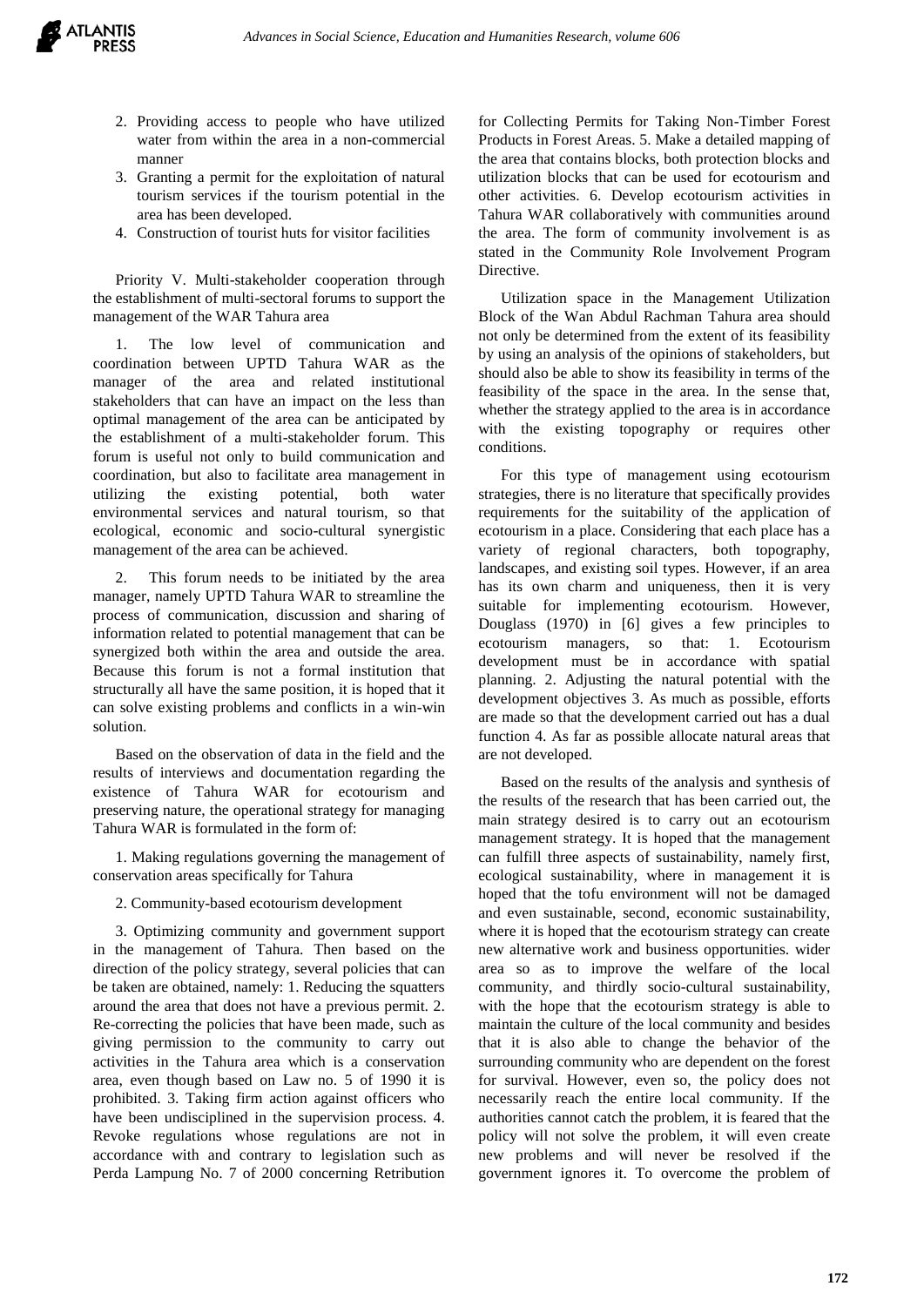2. Providing access to people who have utilized water from within the area in a non-commercial manner
3. Granting a permit for the exploitation of natural tourism services if the tourism potential in the area has been developed.
4. Construction of tourist huts for visitor facilities

Priority V. Multi-stakeholder cooperation through the establishment of multi-sectoral forums to support the management of the WAR Tahura area

1. The low level of communication and coordination between UPTD Tahura WAR as the manager of the area and related institutional stakeholders that can have an impact on the less than optimal management of the area can be anticipated by the establishment of a multi-stakeholder forum. This forum is useful not only to build communication and coordination, but also to facilitate area management in utilizing the existing potential, both water environmental services and natural tourism, so that ecological, economic and socio-cultural synergistic management of the area can be achieved.

2. This forum needs to be initiated by the area manager, namely UPTD Tahura WAR to streamline the process of communication, discussion and sharing of information related to potential management that can be synergized both within the area and outside the area. Because this forum is not a formal institution that structurally all have the same position, it is hoped that it can solve existing problems and conflicts in a win-win solution.

Based on the observation of data in the field and the results of interviews and documentation regarding the existence of Tahura WAR for ecotourism and preserving nature, the operational strategy for managing Tahura WAR is formulated in the form of:

1. Making regulations governing the management of conservation areas specifically for Tahura

2. Community-based ecotourism development

3. Optimizing community and government support in the management of Tahura. Then based on the direction of the policy strategy, several policies that can be taken are obtained, namely: 1. Reducing the squatters around the area that does not have a previous permit. 2. Re-correcting the policies that have been made, such as giving permission to the community to carry out activities in the Tahura area which is a conservation area, even though based on Law no. 5 of 1990 it is prohibited. 3. Taking firm action against officers who have been undisciplined in the supervision process. 4. Revoke regulations whose regulations are not in accordance with and contrary to legislation such as Perda Lampung No. 7 of 2000 concerning Retribution for Collecting Permits for Taking Non-Timber Forest Products in Forest Areas. 5. Make a detailed mapping of the area that contains blocks, both protection blocks and utilization blocks that can be used for ecotourism and other activities. 6. Develop ecotourism activities in Tahura WAR collaboratively with communities around the area. The form of community involvement is as stated in the Community Role Involvement Program Directive.

Utilization space in the Management Utilization Block of the Wan Abdul Rachman Tahura area should not only be determined from the extent of its feasibility by using an analysis of the opinions of stakeholders, but should also be able to show its feasibility in terms of the feasibility of the space in the area. In the sense that, whether the strategy applied to the area is in accordance with the existing topography or requires other conditions.

For this type of management using ecotourism strategies, there is no literature that specifically provides requirements for the suitability of the application of ecotourism in a place. Considering that each place has a variety of regional characters, both topography, landscapes, and existing soil types. However, if an area has its own charm and uniqueness, then it is very suitable for implementing ecotourism. However, Douglass (1970) in [6] gives a few principles to ecotourism managers, so that: 1. Ecotourism development must be in accordance with spatial planning. 2. Adjusting the natural potential with the development objectives 3. As much as possible, efforts are made so that the development carried out has a dual function 4. As far as possible allocate natural areas that are not developed.

Based on the results of the analysis and synthesis of the results of the research that has been carried out, the main strategy desired is to carry out an ecotourism management strategy. It is hoped that the management can fulfill three aspects of sustainability, namely first, ecological sustainability, where in management it is hoped that the tofu environment will not be damaged and even sustainable, second, economic sustainability, where it is hoped that the ecotourism strategy can create new alternative work and business opportunities. wider area so as to improve the welfare of the local community, and thirdly socio-cultural sustainability, with the hope that the ecotourism strategy is able to maintain the culture of the local community and besides that it is also able to change the behavior of the surrounding community who are dependent on the forest for survival. However, even so, the policy does not necessarily reach the entire local community. If the authorities cannot catch the problem, it is feared that the policy will not solve the problem, it will even create new problems and will never be resolved if the government ignores it. To overcome the problem of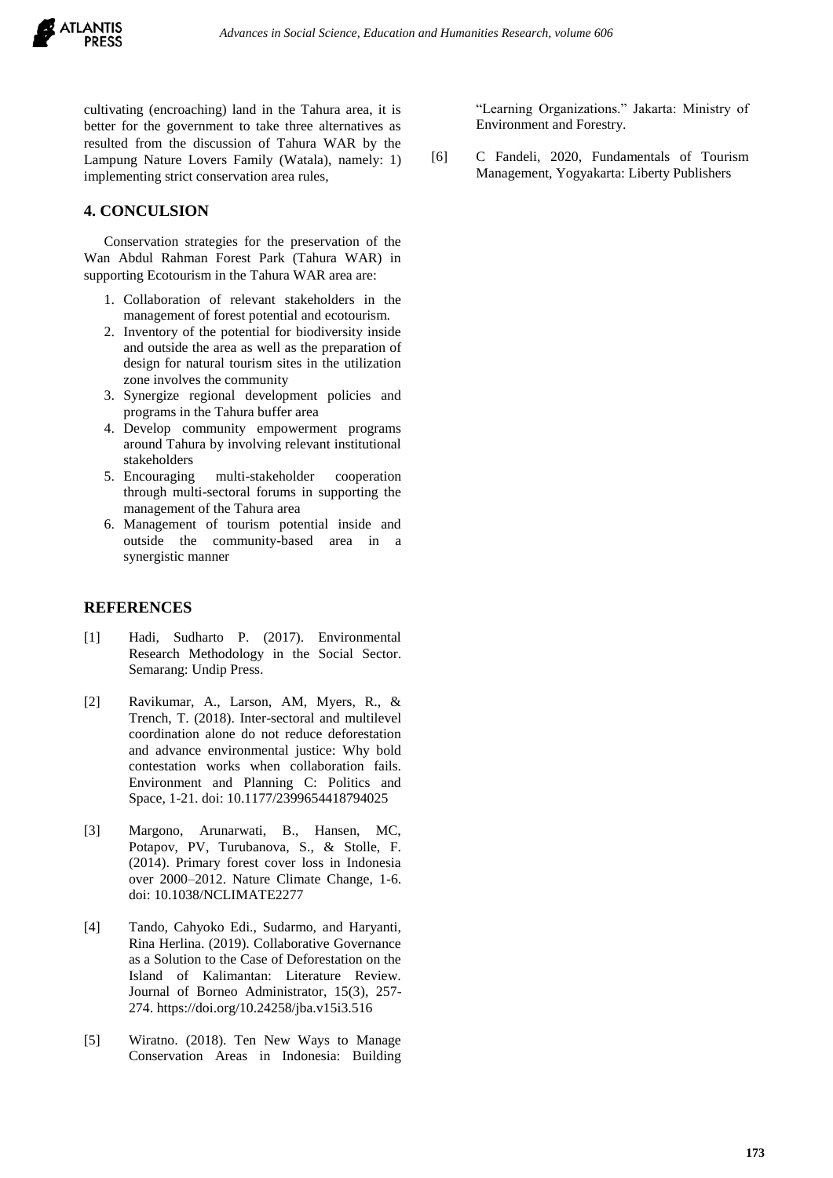cultivating (encroaching) land in the Tahura area, it is better for the government to take three alternatives as resulted from the discussion of Tahura WAR by the Lampung Nature Lovers Family (Watala), namely: 1) implementing strict conservation area rules,

## 4. CONCULSION

Conservation strategies for the preservation of the Wan Abdul Rahman Forest Park (Tahura WAR) in supporting Ecotourism in the Tahura WAR area are:

1. Collaboration of relevant stakeholders in the management of forest potential and ecotourism.
2. Inventory of the potential for biodiversity inside and outside the area as well as the preparation of design for natural tourism sites in the utilization zone involves the community
3. Synergize regional development policies and programs in the Tahura buffer area
4. Develop community empowerment programs around Tahura by involving relevant institutional stakeholders
5. Encouraging multi-stakeholder cooperation through multi-sectoral forums in supporting the management of the Tahura area
6. Management of tourism potential inside and outside the community-based area in a synergistic manner

## REFERENCES

[1] Hadi, Sudharto P. (2017). Environmental Research Methodology in the Social Sector. Semarang: Undip Press.

[2] Ravikumar, A., Larson, AM, Myers, R., & Trench, T. (2018). Inter-sectoral and multilevel coordination alone do not reduce deforestation and advance environmental justice: Why bold contestation works when collaboration fails. Environment and Planning C: Politics and Space, 1-21. doi: 10.1177/2399654418794025

[3] Margono, Arunarwati, B., Hansen, MC, Potapov, PV, Turubanova, S., & Stolle, F. (2014). Primary forest cover loss in Indonesia over 2000–2012. Nature Climate Change, 1-6. doi: 10.1038/NCLIMATE2277

[4] Tando, Cahyoko Edi., Sudarmo, and Haryanti, Rina Herlina. (2019). Collaborative Governance as a Solution to the Case of Deforestation on the Island of Kalimantan: Literature Review. Journal of Borneo Administrator, 15(3), 257-274. https://doi.org/10.24258/jba.v15i3.516

[5] Wiratno. (2018). Ten New Ways to Manage Conservation Areas in Indonesia: Building "Learning Organizations." Jakarta: Ministry of Environment and Forestry.

[6] C Fandeli, 2020, Fundamentals of Tourism Management, Yogyakarta: Liberty Publishers